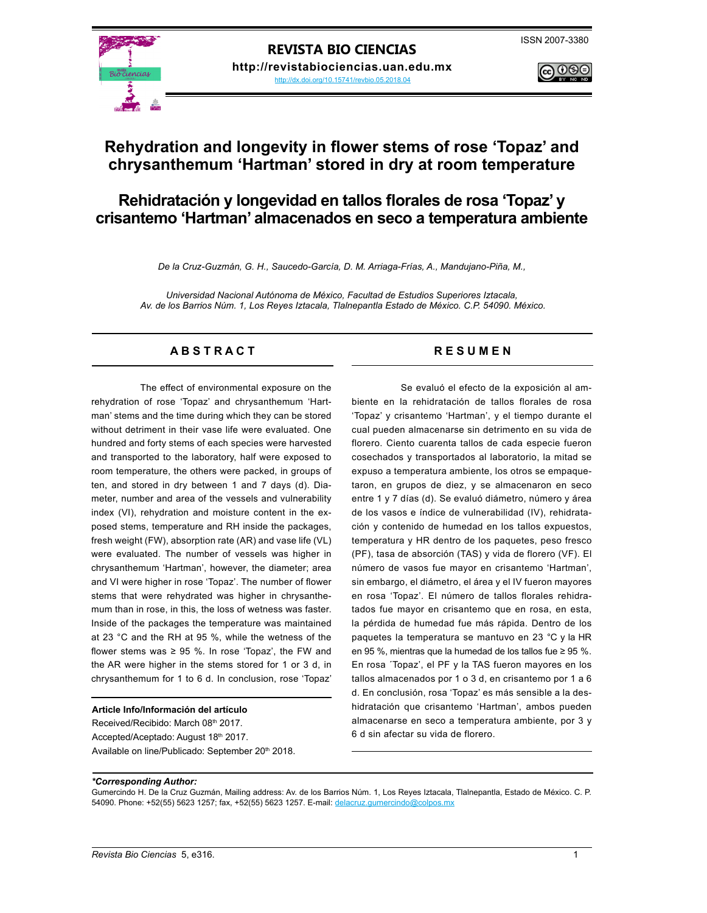# Rehydration and longevity in flower stems of rose 'Topaz' and chrysanthemum 'Hartman' stored in dry at room temperature

# Rehidratación y longevidad en tallos florales de rosa 'Topaz' y crisantemo 'Hartman' almacenados en seco a temperatura ambiente

*De la Cruz-Guzmán, G. H., Saucedo-García, D. M. Arriaga-Frías, A., Mandujano-Piña, M.,*

*Universidad Nacional Autónoma de México, Facultad de Estudios Superiores Iztacala, Av. de los Barrios Núm. 1, Los Reyes Iztacala, Tlalnepantla Estado de México. C.P. 54090. México.*

## ABSTRACT

The effect of environmental exposure on the rehydration of rose 'Topaz' and chrysanthemum 'Hartman' stems and the time during which they can be stored without detriment in their vase life were evaluated. One hundred and forty stems of each species were harvested and transported to the laboratory, half were exposed to room temperature, the others were packed, in groups of ten, and stored in dry between 1 and 7 days (d). Diameter, number and area of the vessels and vulnerability index (VI), rehydration and moisture content in the exposed stems, temperature and RH inside the packages, fresh weight (FW), absorption rate (AR) and vase life (VL) were evaluated. The number of vessels was higher in chrysanthemum 'Hartman', however, the diameter; area and VI were higher in rose 'Topaz'. The number of flower stems that were rehydrated was higher in chrysanthemum than in rose, in this, the loss of wetness was faster. Inside of the packages the temperature was maintained at 23 °C and the RH at 95 %, while the wetness of the flower stems was ≥ 95 %. In rose 'Topaz', the FW and the AR were higher in the stems stored for 1 or 3 d, in chrysanthemum for 1 to 6 d. In conclusion, rose 'Topaz'

## RESUMEN

Se evaluó el efecto de la exposición al ambiente en la rehidratación de tallos florales de rosa 'Topaz' y crisantemo 'Hartman', y el tiempo durante el cual pueden almacenarse sin detrimento en su vida de florero. Ciento cuarenta tallos de cada especie fueron cosechados y transportados al laboratorio, la mitad se expuso a temperatura ambiente, los otros se empaquetaron, en grupos de diez, y se almacenaron en seco entre 1 y 7 días (d). Se evaluó diámetro, número y área de los vasos e índice de vulnerabilidad (IV), rehidratación y contenido de humedad en los tallos expuestos, temperatura y HR dentro de los paquetes, peso fresco (PF), tasa de absorción (TAS) y vida de florero (VF). El número de vasos fue mayor en crisantemo 'Hartman', sin embargo, el diámetro, el área y el IV fueron mayores en rosa 'Topaz'. El número de tallos florales rehidratados fue mayor en crisantemo que en rosa, en esta, la pérdida de humedad fue más rápida. Dentro de los paquetes la temperatura se mantuvo en 23 °C y la HR en 95 %, mientras que la humedad de los tallos fue ≥ 95 %. En rosa ´Topaz', el PF y la TAS fueron mayores en los tallos almacenados por 1 o 3 d, en crisantemo por 1 a 6 d. En conclusión, rosa 'Topaz' es más sensible a la deshidratación que crisantemo 'Hartman', ambos pueden almacenarse en seco a temperatura ambiente, por 3 y 6 d sin afectar su vida de florero.

**Article Info/Información del artículo**
Received/Recibido: March 08th 2017.
Accepted/Aceptado: August 18th 2017.
Available on line/Publicado: September 20th 2018.

***Corresponding Author:***
Gumercindo H. De la Cruz Guzmán, Mailing address: Av. de los Barrios Núm. 1, Los Reyes Iztacala, Tlalnepantla, Estado de México. C. P. 54090. Phone: +52(55) 5623 1257; fax, +52(55) 5623 1257. E-mail: delacruz.gumercindo@colpos.mx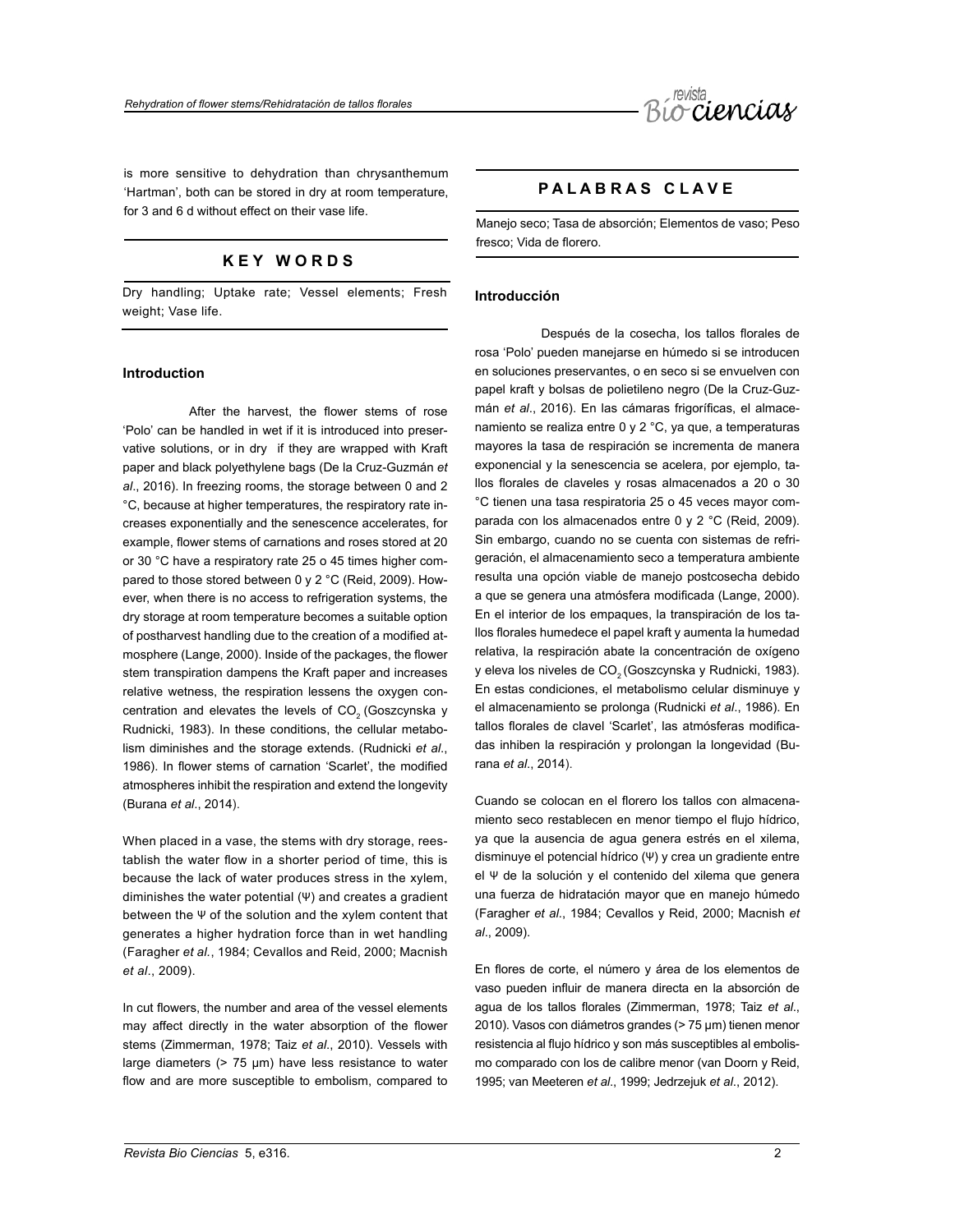is more sensitive to dehydration than chrysanthemum 'Hartman', both can be stored in dry at room temperature, for 3 and 6 d without effect on their vase life.

## KEY WORDS

Dry handling; Uptake rate; Vessel elements; Fresh weight; Vase life.

### Introduction

After the harvest, the flower stems of rose 'Polo' can be handled in wet if it is introduced into preservative solutions, or in dry if they are wrapped with Kraft paper and black polyethylene bags (De la Cruz-Guzmán *et al*., 2016). In freezing rooms, the storage between 0 and 2 °C, because at higher temperatures, the respiratory rate increases exponentially and the senescence accelerates, for example, flower stems of carnations and roses stored at 20 or 30 °C have a respiratory rate 25 o 45 times higher compared to those stored between 0 y 2 °C (Reid, 2009). However, when there is no access to refrigeration systems, the dry storage at room temperature becomes a suitable option of postharvest handling due to the creation of a modified atmosphere (Lange, 2000). Inside of the packages, the flower stem transpiration dampens the Kraft paper and increases relative wetness, the respiration lessens the oxygen concentration and elevates the levels of $CO_2$ (Goszcynska y Rudnicki, 1983). In these conditions, the cellular metabolism diminishes and the storage extends. (Rudnicki *et al*., 1986). In flower stems of carnation 'Scarlet', the modified atmospheres inhibit the respiration and extend the longevity (Burana *et al*., 2014).

When placed in a vase, the stems with dry storage, reestablish the water flow in a shorter period of time, this is because the lack of water produces stress in the xylem, diminishes the water potential (Ψ) and creates a gradient between the Ψ of the solution and the xylem content that generates a higher hydration force than in wet handling (Faragher *et al.*, 1984; Cevallos and Reid, 2000; Macnish *et al*., 2009).

In cut flowers, the number and area of the vessel elements may affect directly in the water absorption of the flower stems (Zimmerman, 1978; Taiz *et al*., 2010). Vessels with large diameters (> 75 µm) have less resistance to water flow and are more susceptible to embolism, compared to

## PALABRAS CLAVE

Manejo seco; Tasa de absorción; Elementos de vaso; Peso fresco; Vida de florero.

### Introducción

Después de la cosecha, los tallos florales de rosa 'Polo' pueden manejarse en húmedo si se introducen en soluciones preservantes, o en seco si se envuelven con papel kraft y bolsas de polietileno negro (De la Cruz-Guzmán *et al*., 2016). En las cámaras frigoríficas, el almacenamiento se realiza entre 0 y 2 °C, ya que, a temperaturas mayores la tasa de respiración se incrementa de manera exponencial y la senescencia se acelera, por ejemplo, tallos florales de claveles y rosas almacenados a 20 o 30 °C tienen una tasa respiratoria 25 o 45 veces mayor comparada con los almacenados entre 0 y 2 °C (Reid, 2009). Sin embargo, cuando no se cuenta con sistemas de refrigeración, el almacenamiento seco a temperatura ambiente resulta una opción viable de manejo postcosecha debido a que se genera una atmósfera modificada (Lange, 2000). En el interior de los empaques, la transpiración de los tallos florales humedece el papel kraft y aumenta la humedad relativa, la respiración abate la concentración de oxígeno y eleva los niveles de $CO_2$ (Goszcynska y Rudnicki, 1983). En estas condiciones, el metabolismo celular disminuye y el almacenamiento se prolonga (Rudnicki *et al*., 1986). En tallos florales de clavel 'Scarlet', las atmósferas modificadas inhiben la respiración y prolongan la longevidad (Burana *et al*., 2014).

Cuando se colocan en el florero los tallos con almacenamiento seco restablecen en menor tiempo el flujo hídrico, ya que la ausencia de agua genera estrés en el xilema, disminuye el potencial hídrico (Ψ) y crea un gradiente entre el Ψ de la solución y el contenido del xilema que genera una fuerza de hidratación mayor que en manejo húmedo (Faragher *et al*., 1984; Cevallos y Reid, 2000; Macnish *et al*., 2009).

En flores de corte, el número y área de los elementos de vaso pueden influir de manera directa en la absorción de agua de los tallos florales (Zimmerman, 1978; Taiz *et al*., 2010). Vasos con diámetros grandes (> 75 µm) tienen menor resistencia al flujo hídrico y son más susceptibles al embolismo comparado con los de calibre menor (van Doorn y Reid, 1995; van Meeteren *et al*., 1999; Jedrzejuk *et al*., 2012).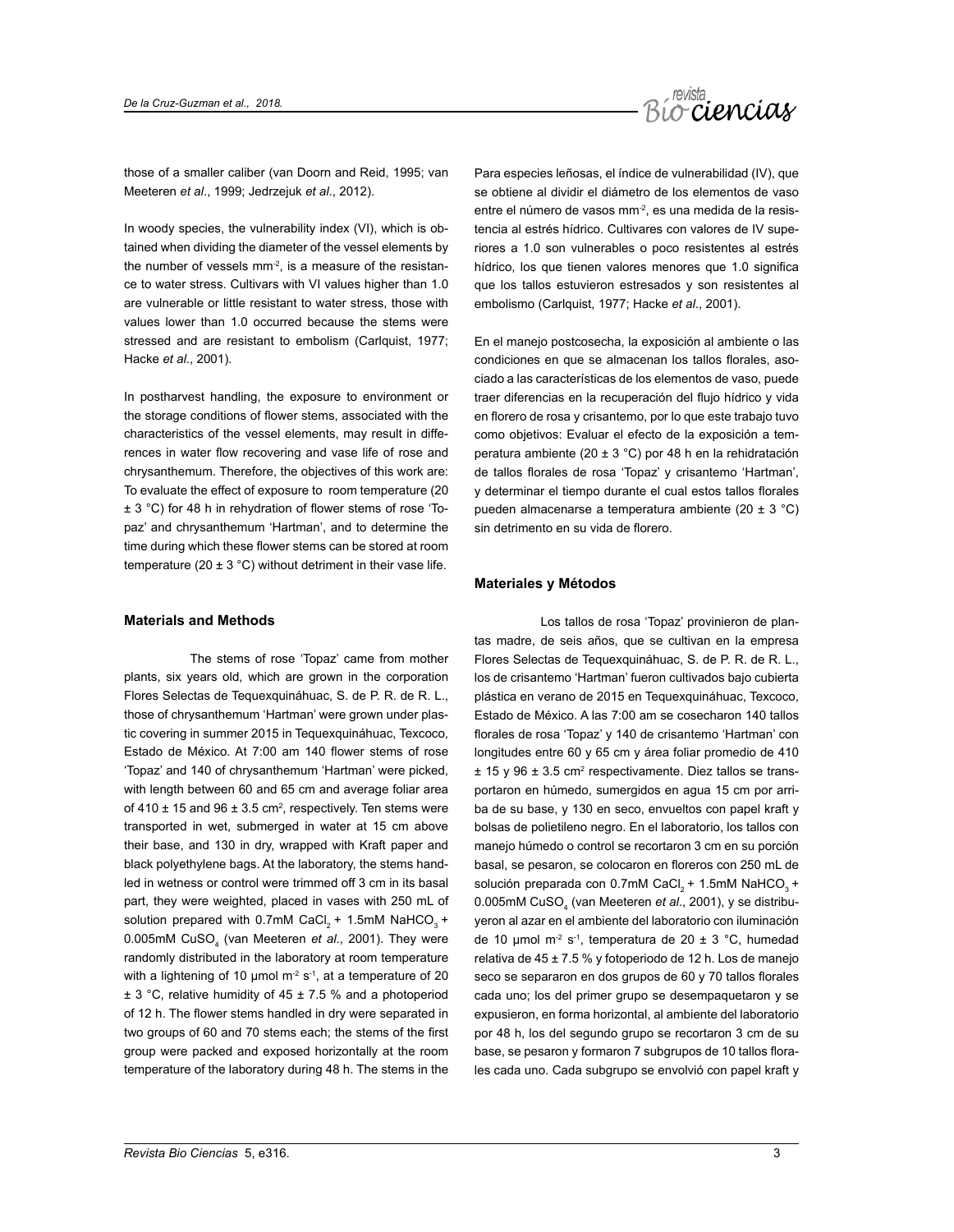those of a smaller caliber (van Doorn and Reid, 1995; van Meeteren *et al*., 1999; Jedrzejuk *et al*., 2012).

In woody species, the vulnerability index (VI), which is obtained when dividing the diameter of the vessel elements by the number of vessels mm$^{-2}$, is a measure of the resistance to water stress. Cultivars with VI values higher than 1.0 are vulnerable or little resistant to water stress, those with values lower than 1.0 occurred because the stems were stressed and are resistant to embolism (Carlquist, 1977; Hacke *et al*., 2001).

In postharvest handling, the exposure to environment or the storage conditions of flower stems, associated with the characteristics of the vessel elements, may result in differences in water flow recovering and vase life of rose and chrysanthemum. Therefore, the objectives of this work are: To evaluate the effect of exposure to room temperature (20 ± 3 °C) for 48 h in rehydration of flower stems of rose 'Topaz' and chrysanthemum 'Hartman', and to determine the time during which these flower stems can be stored at room temperature (20 ± 3 °C) without detriment in their vase life.

## Materials and Methods

The stems of rose 'Topaz' came from mother plants, six years old, which are grown in the corporation Flores Selectas de Tequexquináhuac, S. de P. R. de R. L., those of chrysanthemum 'Hartman' were grown under plastic covering in summer 2015 in Tequexquináhuac, Texcoco, Estado de México. At 7:00 am 140 flower stems of rose 'Topaz' and 140 of chrysanthemum 'Hartman' were picked, with length between 60 and 65 cm and average foliar area of 410 ± 15 and 96 ± 3.5 cm$^2$, respectively. Ten stems were transported in wet, submerged in water at 15 cm above their base, and 130 in dry, wrapped with Kraft paper and black polyethylene bags. At the laboratory, the stems handled in wetness or control were trimmed off 3 cm in its basal part, they were weighted, placed in vases with 250 mL of solution prepared with 0.7mM $CaCl_2$ + 1.5mM $NaHCO_3$ + 0.005mM $CuSO_4$ (van Meeteren *et al*., 2001). They were randomly distributed in the laboratory at room temperature with a lightening of 10 µmol m$^{-2}$ s$^{-1}$, at a temperature of 20 ± 3 °C, relative humidity of 45 ± 7.5 % and a photoperiod of 12 h. The flower stems handled in dry were separated in two groups of 60 and 70 stems each; the stems of the first group were packed and exposed horizontally at the room temperature of the laboratory during 48 h. The stems in the

Para especies leñosas, el índice de vulnerabilidad (IV), que se obtiene al dividir el diámetro de los elementos de vaso entre el número de vasos mm$^{-2}$, es una medida de la resistencia al estrés hídrico. Cultivares con valores de IV superiores a 1.0 son vulnerables o poco resistentes al estrés hídrico, los que tienen valores menores que 1.0 significa que los tallos estuvieron estresados y son resistentes al embolismo (Carlquist, 1977; Hacke *et al*., 2001).

En el manejo postcosecha, la exposición al ambiente o las condiciones en que se almacenan los tallos florales, asociado a las características de los elementos de vaso, puede traer diferencias en la recuperación del flujo hídrico y vida en florero de rosa y crisantemo, por lo que este trabajo tuvo como objetivos: Evaluar el efecto de la exposición a temperatura ambiente (20 ± 3 °C) por 48 h en la rehidratación de tallos florales de rosa 'Topaz' y crisantemo 'Hartman', y determinar el tiempo durante el cual estos tallos florales pueden almacenarse a temperatura ambiente (20 ± 3 °C) sin detrimento en su vida de florero.

## Materiales y Métodos

Los tallos de rosa 'Topaz' provinieron de plantas madre, de seis años, que se cultivan en la empresa Flores Selectas de Tequexquináhuac, S. de P. R. de R. L., los de crisantemo 'Hartman' fueron cultivados bajo cubierta plástica en verano de 2015 en Tequexquináhuac, Texcoco, Estado de México. A las 7:00 am se cosecharon 140 tallos florales de rosa 'Topaz' y 140 de crisantemo 'Hartman' con longitudes entre 60 y 65 cm y área foliar promedio de 410 ± 15 y 96 ± 3.5 cm$^2$ respectivamente. Diez tallos se transportaron en húmedo, sumergidos en agua 15 cm por arriba de su base, y 130 en seco, envueltos con papel kraft y bolsas de polietileno negro. En el laboratorio, los tallos con manejo húmedo o control se recortaron 3 cm en su porción basal, se pesaron, se colocaron en floreros con 250 mL de solución preparada con 0.7mM $CaCl_2$ + 1.5mM $NaHCO_3$ + 0.005mM $CuSO_4$ (van Meeteren *et al*., 2001), y se distribuyeron al azar en el ambiente del laboratorio con iluminación de 10 µmol m$^{-2}$ s$^{-1}$, temperatura de 20 ± 3 °C, humedad relativa de 45 ± 7.5 % y fotoperiodo de 12 h. Los de manejo seco se separaron en dos grupos de 60 y 70 tallos florales cada uno; los del primer grupo se desempaquetaron y se expusieron, en forma horizontal, al ambiente del laboratorio por 48 h, los del segundo grupo se recortaron 3 cm de su base, se pesaron y formaron 7 subgrupos de 10 tallos florales cada uno. Cada subgrupo se envolvió con papel kraft y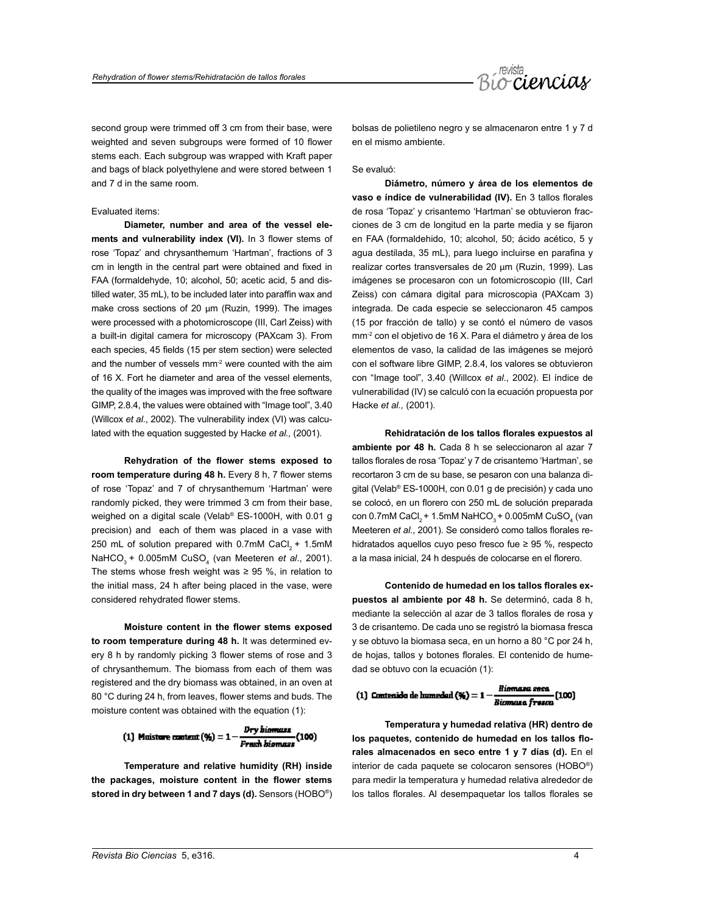second group were trimmed off 3 cm from their base, were weighted and seven subgroups were formed of 10 flower stems each. Each subgroup was wrapped with Kraft paper and bags of black polyethylene and were stored between 1 and 7 d in the same room.

Evaluated items:

**Diameter, number and area of the vessel elements and vulnerability index (VI).** In 3 flower stems of rose 'Topaz' and chrysanthemum 'Hartman', fractions of 3 cm in length in the central part were obtained and fixed in FAA (formaldehyde, 10; alcohol, 50; acetic acid, 5 and distilled water, 35 mL), to be included later into paraffin wax and make cross sections of 20 µm (Ruzin, 1999). The images were processed with a photomicroscope (III, Carl Zeiss) with a built-in digital camera for microscopy (PAXcam 3). From each species, 45 fields (15 per stem section) were selected and the number of vessels mm$^{-2}$ were counted with the aim of 16 X. Fort he diameter and area of the vessel elements, the quality of the images was improved with the free software GIMP, 2.8.4, the values were obtained with "Image tool", 3.40 (Willcox *et al.*, 2002). The vulnerability index (VI) was calculated with the equation suggested by Hacke *et al.,* (2001).

**Rehydration of the flower stems exposed to room temperature during 48 h.** Every 8 h, 7 flower stems of rose 'Topaz' and 7 of chrysanthemum 'Hartman' were randomly picked, they were trimmed 3 cm from their base, weighed on a digital scale (Velab® ES-1000H, with 0.01 g precision) and each of them was placed in a vase with 250 mL of solution prepared with 0.7mM $CaCl_2$ + 1.5mM $NaHCO_3$ + 0.005mM $CuSO_4$ (van Meeteren *et al.*, 2001). The stems whose fresh weight was ≥ 95 %, in relation to the initial mass, 24 h after being placed in the vase, were considered rehydrated flower stems.

**Moisture content in the flower stems exposed to room temperature during 48 h.** It was determined every 8 h by randomly picking 3 flower stems of rose and 3 of chrysanthemum. The biomass from each of them was registered and the dry biomass was obtained, in an oven at 80 °C during 24 h, from leaves, flower stems and buds. The moisture content was obtained with the equation (1):

$$(1)\ \text{Moisture content}\ (\%) = 1 - \frac{\text{Dry biomass}}{\text{Fresh biomass}}(100)$$

**Temperature and relative humidity (RH) inside the packages, moisture content in the flower stems stored in dry between 1 and 7 days (d).** Sensors (HOBO®)

bolsas de polietileno negro y se almacenaron entre 1 y 7 d en el mismo ambiente.

Se evaluó:

**Diámetro, número y área de los elementos de vaso e índice de vulnerabilidad (IV).** En 3 tallos florales de rosa 'Topaz' y crisantemo 'Hartman' se obtuvieron fracciones de 3 cm de longitud en la parte media y se fijaron en FAA (formaldehído, 10; alcohol, 50; ácido acético, 5 y agua destilada, 35 mL), para luego incluirse en parafina y realizar cortes transversales de 20 µm (Ruzin, 1999). Las imágenes se procesaron con un fotomicroscopio (III, Carl Zeiss) con cámara digital para microscopia (PAXcam 3) integrada. De cada especie se seleccionaron 45 campos (15 por fracción de tallo) y se contó el número de vasos mm$^{-2}$ con el objetivo de 16 X. Para el diámetro y área de los elementos de vaso, la calidad de las imágenes se mejoró con el software libre GIMP, 2.8.4, los valores se obtuvieron con "Image tool", 3.40 (Willcox *et al*., 2002). El índice de vulnerabilidad (IV) se calculó con la ecuación propuesta por Hacke *et al.,* (2001).

**Rehidratación de los tallos florales expuestos al ambiente por 48 h.** Cada 8 h se seleccionaron al azar 7 tallos florales de rosa 'Topaz' y 7 de crisantemo 'Hartman', se recortaron 3 cm de su base, se pesaron con una balanza digital (Velab® ES-1000H, con 0.01 g de precisión) y cada uno se colocó, en un florero con 250 mL de solución preparada con 0.7mM $CaCl_2$ + 1.5mM $NaHCO_3$ + 0.005mM $CuSO_4$ (van Meeteren *et al*., 2001). Se consideró como tallos florales rehidratados aquellos cuyo peso fresco fue ≥ 95 %, respecto a la masa inicial, 24 h después de colocarse en el florero.

**Contenido de humedad en los tallos florales expuestos al ambiente por 48 h.** Se determinó, cada 8 h, mediante la selección al azar de 3 tallos florales de rosa y 3 de crisantemo. De cada uno se registró la biomasa fresca y se obtuvo la biomasa seca, en un horno a 80 °C por 24 h, de hojas, tallos y botones florales. El contenido de humedad se obtuvo con la ecuación (1):

$$(1)\ \text{Contenido de humedad}\ (\%) = 1 - \frac{\text{Biomasa seca}}{\text{Biomasa fresca}}(100)$$

**Temperatura y humedad relativa (HR) dentro de los paquetes, contenido de humedad en los tallos florales almacenados en seco entre 1 y 7 días (d).** En el interior de cada paquete se colocaron sensores (HOBO®) para medir la temperatura y humedad relativa alrededor de los tallos florales. Al desempaquetar los tallos florales se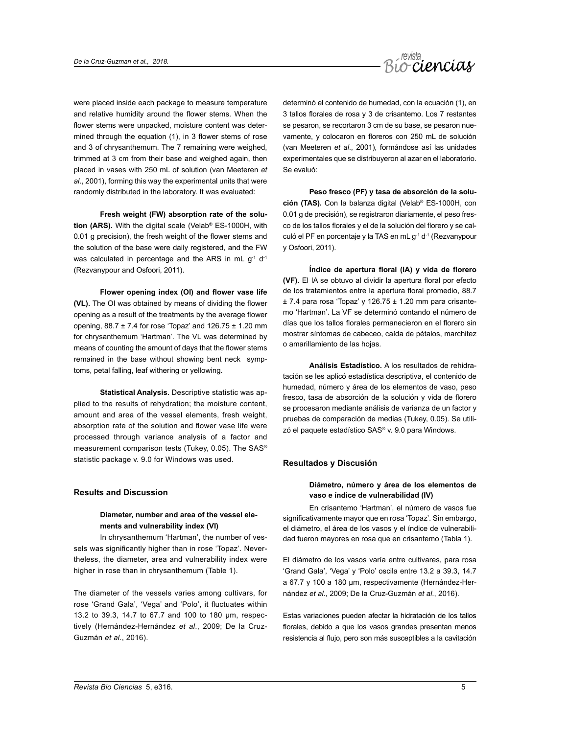were placed inside each package to measure temperature and relative humidity around the flower stems. When the flower stems were unpacked, moisture content was determined through the equation (1), in 3 flower stems of rose and 3 of chrysanthemum. The 7 remaining were weighed, trimmed at 3 cm from their base and weighed again, then placed in vases with 250 mL of solution (van Meeteren *et al*., 2001), forming this way the experimental units that were randomly distributed in the laboratory. It was evaluated:

**Fresh weight (FW) absorption rate of the solution (ARS).** With the digital scale (Velab® ES-1000H, with 0.01 g precision), the fresh weight of the flower stems and the solution of the base were daily registered, and the FW was calculated in percentage and the ARS in mL $g^{-1}$ $d^{-1}$ (Rezvanypour and Osfoori, 2011).

**Flower opening index (OI) and flower vase life (VL).** The OI was obtained by means of dividing the flower opening as a result of the treatments by the average flower opening, 88.7 ± 7.4 for rose 'Topaz' and 126.75 ± 1.20 mm for chrysanthemum 'Hartman'. The VL was determined by means of counting the amount of days that the flower stems remained in the base without showing bent neck symptoms, petal falling, leaf withering or yellowing.

**Statistical Analysis.** Descriptive statistic was applied to the results of rehydration; the moisture content, amount and area of the vessel elements, fresh weight, absorption rate of the solution and flower vase life were processed through variance analysis of a factor and measurement comparison tests (Tukey, 0.05). The SAS® statistic package v. 9.0 for Windows was used.

## Results and Discussion

### Diameter, number and area of the vessel elements and vulnerability index (VI)

In chrysanthemum 'Hartman', the number of vessels was significantly higher than in rose 'Topaz'. Nevertheless, the diameter, area and vulnerability index were higher in rose than in chrysanthemum (Table 1).

The diameter of the vessels varies among cultivars, for rose 'Grand Gala', 'Vega' and 'Polo', it fluctuates within 13.2 to 39.3, 14.7 to 67.7 and 100 to 180 µm, respectively (Hernández-Hernández *et al*., 2009; De la Cruz-Guzmán *et al*., 2016).

determinó el contenido de humedad, con la ecuación (1), en 3 tallos florales de rosa y 3 de crisantemo. Los 7 restantes se pesaron, se recortaron 3 cm de su base, se pesaron nuevamente, y colocaron en floreros con 250 mL de solución (van Meeteren *et al*., 2001), formándose así las unidades experimentales que se distribuyeron al azar en el laboratorio. Se evaluó:

**Peso fresco (PF) y tasa de absorción de la solución (TAS).** Con la balanza digital (Velab® ES-1000H, con 0.01 g de precisión), se registraron diariamente, el peso fresco de los tallos florales y el de la solución del florero y se calculó el PF en porcentaje y la TAS en mL $g^{-1}$ $d^{-1}$ (Rezvanypour y Osfoori, 2011).

**Índice de apertura floral (IA) y vida de florero (VF).** El IA se obtuvo al dividir la apertura floral por efecto de los tratamientos entre la apertura floral promedio, 88.7 ± 7.4 para rosa 'Topaz' y 126.75 ± 1.20 mm para crisantemo 'Hartman'. La VF se determinó contando el número de días que los tallos florales permanecieron en el florero sin mostrar síntomas de cabeceo, caída de pétalos, marchitez o amarillamiento de las hojas.

**Análisis Estadístico.** A los resultados de rehidratación se les aplicó estadística descriptiva, el contenido de humedad, número y área de los elementos de vaso, peso fresco, tasa de absorción de la solución y vida de florero se procesaron mediante análisis de varianza de un factor y pruebas de comparación de medias (Tukey, 0.05). Se utilizó el paquete estadístico SAS® v. 9.0 para Windows.

## Resultados y Discusión

### Diámetro, número y área de los elementos de vaso e índice de vulnerabilidad (IV)

En crisantemo 'Hartman', el número de vasos fue significativamente mayor que en rosa 'Topaz'. Sin embargo, el diámetro, el área de los vasos y el índice de vulnerabilidad fueron mayores en rosa que en crisantemo (Tabla 1).

El diámetro de los vasos varía entre cultivares, para rosa 'Grand Gala', 'Vega' y 'Polo' oscila entre 13.2 a 39.3, 14.7 a 67.7 y 100 a 180 µm, respectivamente (Hernández-Hernández *et al*., 2009; De la Cruz-Guzmán *et al*., 2016).

Estas variaciones pueden afectar la hidratación de los tallos florales, debido a que los vasos grandes presentan menos resistencia al flujo, pero son más susceptibles a la cavitación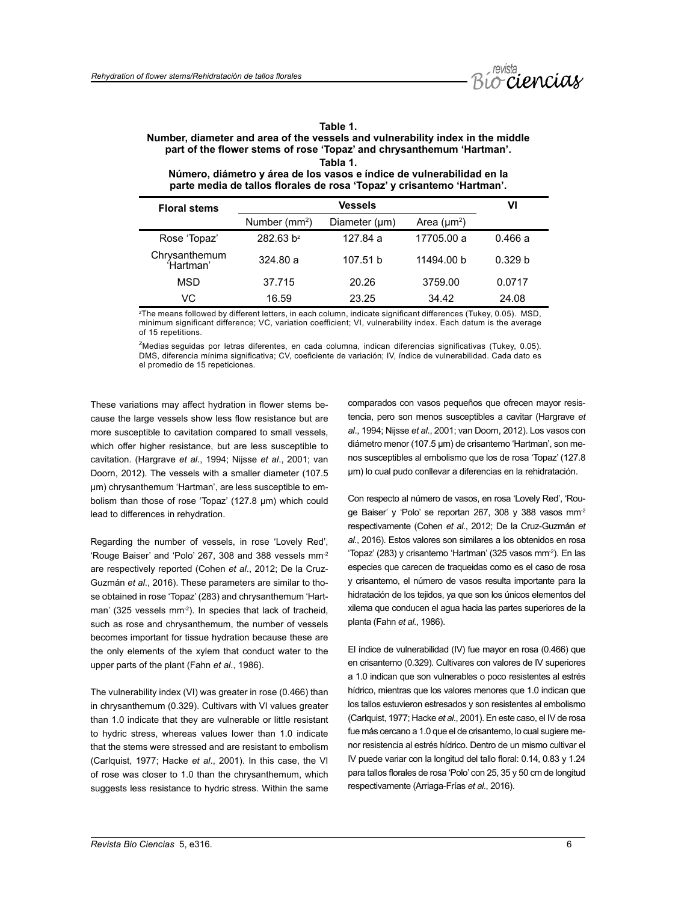**Table 1.**
**Number, diameter and area of the vessels and vulnerability index in the middle part of the flower stems of rose 'Topaz' and chrysanthemum 'Hartman'.**
**Tabla 1.**
**Número, diámetro y área de los vasos e índice de vulnerabilidad en la parte media de tallos florales de rosa 'Topaz' y crisantemo 'Hartman'.**

| Floral stems | Vessels | | | VI |
|---|---|---|---|---|
| | Number (mm$^2$) | Diameter (μm) | Area (μm$^2$) | |
| Rose 'Topaz' | 282.63 b[z] | 127.84 a | 17705.00 a | 0.466 a |
| Chrysanthemum 'Hartman' | 324.80 a | 107.51 b | 11494.00 b | 0.329 b |
| MSD | 37.715 | 20.26 | 3759.00 | 0.0717 |
| VC | 16.59 | 23.25 | 34.42 | 24.08 |

[z]The means followed by different letters, in each column, indicate significant differences (Tukey, 0.05). MSD, minimum significant difference; VC, variation coefficient; VI, vulnerability index. Each datum is the average of 15 repetitions.

[z]Medias seguidas por letras diferentes, en cada columna, indican diferencias significativas (Tukey, 0.05). DMS, diferencia mínima significativa; CV, coeficiente de variación; IV, índice de vulnerabilidad. Cada dato es el promedio de 15 repeticiones.

These variations may affect hydration in flower stems because the large vessels show less flow resistance but are more susceptible to cavitation compared to small vessels, which offer higher resistance, but are less susceptible to cavitation. (Hargrave *et al*., 1994; Nijsse *et al*., 2001; van Doorn, 2012). The vessels with a smaller diameter (107.5 μm) chrysanthemum 'Hartman', are less susceptible to embolism than those of rose 'Topaz' (127.8 μm) which could lead to differences in rehydration.

Regarding the number of vessels, in rose 'Lovely Red', 'Rouge Baiser' and 'Polo' 267, 308 and 388 vessels mm$^{-2}$ are respectively reported (Cohen *et al*., 2012; De la Cruz-Guzmán *et al*., 2016). These parameters are similar to those obtained in rose 'Topaz' (283) and chrysanthemum 'Hartman' (325 vessels mm$^{-2}$). In species that lack of tracheid, such as rose and chrysanthemum, the number of vessels becomes important for tissue hydration because these are the only elements of the xylem that conduct water to the upper parts of the plant (Fahn *et al*., 1986).

The vulnerability index (VI) was greater in rose (0.466) than in chrysanthemum (0.329). Cultivars with VI values greater than 1.0 indicate that they are vulnerable or little resistant to hydric stress, whereas values lower than 1.0 indicate that the stems were stressed and are resistant to embolism (Carlquist, 1977; Hacke *et al*., 2001). In this case, the VI of rose was closer to 1.0 than the chrysanthemum, which suggests less resistance to hydric stress. Within the same

comparados con vasos pequeños que ofrecen mayor resistencia, pero son menos susceptibles a cavitar (Hargrave *et al*., 1994; Nijsse *et al*., 2001; van Doorn, 2012). Los vasos con diámetro menor (107.5 μm) de crisantemo 'Hartman', son menos susceptibles al embolismo que los de rosa 'Topaz' (127.8 μm) lo cual pudo conllevar a diferencias en la rehidratación.

Con respecto al número de vasos, en rosa 'Lovely Red', 'Rouge Baiser' y 'Polo' se reportan 267, 308 y 388 vasos mm$^{-2}$ respectivamente (Cohen *et al*., 2012; De la Cruz-Guzmán *et al*., 2016). Estos valores son similares a los obtenidos en rosa 'Topaz' (283) y crisantemo 'Hartman' (325 vasos mm$^{-2}$). En las especies que carecen de traqueidas como es el caso de rosa y crisantemo, el número de vasos resulta importante para la hidratación de los tejidos, ya que son los únicos elementos del xilema que conducen el agua hacia las partes superiores de la planta (Fahn *et al*., 1986).

El índice de vulnerabilidad (IV) fue mayor en rosa (0.466) que en crisantemo (0.329). Cultivares con valores de IV superiores a 1.0 indican que son vulnerables o poco resistentes al estrés hídrico, mientras que los valores menores que 1.0 indican que los tallos estuvieron estresados y son resistentes al embolismo (Carlquist, 1977; Hacke *et al*., 2001). En este caso, el IV de rosa fue más cercano a 1.0 que el de crisantemo, lo cual sugiere menor resistencia al estrés hídrico. Dentro de un mismo cultivar el IV puede variar con la longitud del tallo floral: 0.14, 0.83 y 1.24 para tallos florales de rosa 'Polo' con 25, 35 y 50 cm de longitud respectivamente (Arriaga-Frías *et al*., 2016).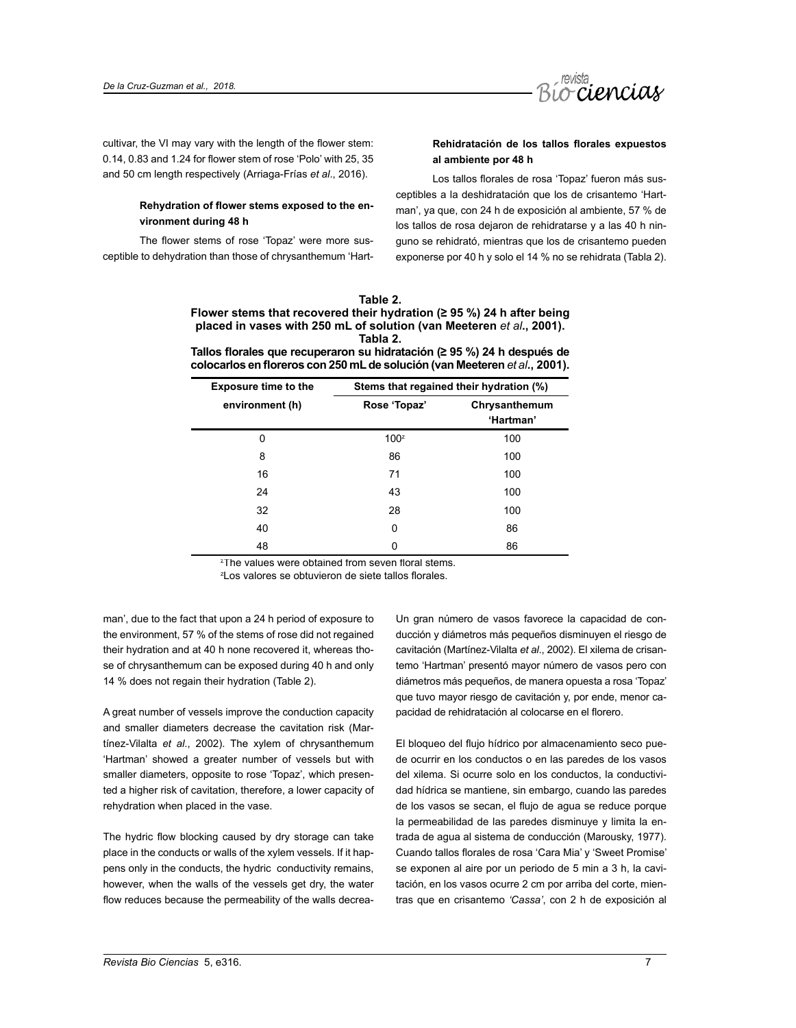cultivar, the VI may vary with the length of the flower stem: 0.14, 0.83 and 1.24 for flower stem of rose 'Polo' with 25, 35 and 50 cm length respectively (Arriaga-Frías *et al*., 2016).

#### Rehydration of flower stems exposed to the environment during 48 h

The flower stems of rose 'Topaz' were more susceptible to dehydration than those of chrysanthemum 'Hartman', due to the fact that upon a 24 h period of exposure to the environment, 57 % of the stems of rose did not regained their hydration and at 40 h none recovered it, whereas those of chrysanthemum can be exposed during 40 h and only 14 % does not regain their hydration (Table 2).

A great number of vessels improve the conduction capacity and smaller diameters decrease the cavitation risk (Martínez-Vilalta *et al*., 2002). The xylem of chrysanthemum 'Hartman' showed a greater number of vessels but with smaller diameters, opposite to rose 'Topaz', which presented a higher risk of cavitation, therefore, a lower capacity of rehydration when placed in the vase.

The hydric flow blocking caused by dry storage can take place in the conducts or walls of the xylem vessels. If it happens only in the conducts, the hydric conductivity remains, however, when the walls of the vessels get dry, the water flow reduces because the permeability of the walls decrea-

#### Rehidratación de los tallos florales expuestos al ambiente por 48 h

Los tallos florales de rosa 'Topaz' fueron más susceptibles a la deshidratación que los de crisantemo 'Hartman', ya que, con 24 h de exposición al ambiente, 57 % de los tallos de rosa dejaron de rehidratarse y a las 40 h ninguno se rehidrató, mientras que los de crisantemo pueden exponerse por 40 h y solo el 14 % no se rehidrata (Tabla 2).

**Table 2.**
**Flower stems that recovered their hydration (≥ 95 %) 24 h after being placed in vases with 250 mL of solution (van Meeteren *et al*., 2001).**
**Tabla 2.**
**Tallos florales que recuperaron su hidratación (≥ 95 %) 24 h después de colocarlos en floreros con 250 mL de solución (van Meeteren *et al*., 2001).**

| Exposure time to the environment (h) | Stems that regained their hydration (%) | |
|---|---|---|
| | Rose 'Topaz' | Chrysanthemum 'Hartman' |
| 0 | 100[z] | 100 |
| 8 | 86 | 100 |
| 16 | 71 | 100 |
| 24 | 43 | 100 |
| 32 | 28 | 100 |
| 40 | 0 | 86 |
| 48 | 0 | 86 |

[z]The values were obtained from seven floral stems.
[z]Los valores se obtuvieron de siete tallos florales.

Un gran número de vasos favorece la capacidad de conducción y diámetros más pequeños disminuyen el riesgo de cavitación (Martínez-Vilalta *et al*., 2002). El xilema de crisantemo 'Hartman' presentó mayor número de vasos pero con diámetros más pequeños, de manera opuesta a rosa 'Topaz' que tuvo mayor riesgo de cavitación y, por ende, menor capacidad de rehidratación al colocarse en el florero.

El bloqueo del flujo hídrico por almacenamiento seco puede ocurrir en los conductos o en las paredes de los vasos del xilema. Si ocurre solo en los conductos, la conductividad hídrica se mantiene, sin embargo, cuando las paredes de los vasos se secan, el flujo de agua se reduce porque la permeabilidad de las paredes disminuye y limita la entrada de agua al sistema de conducción (Marousky, 1977). Cuando tallos florales de rosa 'Cara Mia' y 'Sweet Promise' se exponen al aire por un periodo de 5 min a 3 h, la cavitación, en los vasos ocurre 2 cm por arriba del corte, mientras que en crisantemo *'Cassa'*, con 2 h de exposición al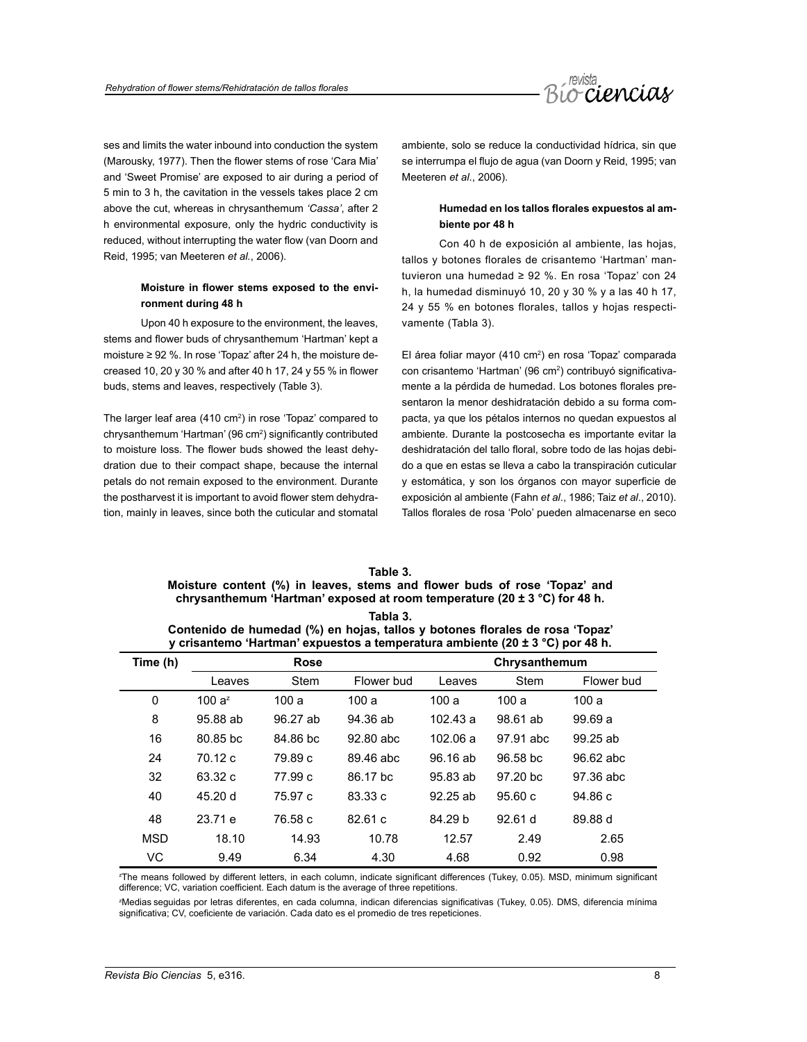ses and limits the water inbound into conduction the system (Marousky, 1977). Then the flower stems of rose 'Cara Mia' and 'Sweet Promise' are exposed to air during a period of 5 min to 3 h, the cavitation in the vessels takes place 2 cm above the cut, whereas in chrysanthemum *'Cassa'*, after 2 h environmental exposure, only the hydric conductivity is reduced, without interrupting the water flow (van Doorn and Reid, 1995; van Meeteren *et al.*, 2006).

**Moisture in flower stems exposed to the environment during 48 h**

Upon 40 h exposure to the environment, the leaves, stems and flower buds of chrysanthemum 'Hartman' kept a moisture ≥ 92 %. In rose 'Topaz' after 24 h, the moisture decreased 10, 20 y 30 % and after 40 h 17, 24 y 55 % in flower buds, stems and leaves, respectively (Table 3).

The larger leaf area (410 cm$^2$) in rose 'Topaz' compared to chrysanthemum 'Hartman' (96 cm$^2$) significantly contributed to moisture loss. The flower buds showed the least dehydration due to their compact shape, because the internal petals do not remain exposed to the environment. Durante the postharvest it is important to avoid flower stem dehydration, mainly in leaves, since both the cuticular and stomatal

ambiente, solo se reduce la conductividad hídrica, sin que se interrumpa el flujo de agua (van Doorn y Reid, 1995; van Meeteren *et al*., 2006).

**Humedad en los tallos florales expuestos al ambiente por 48 h**

Con 40 h de exposición al ambiente, las hojas, tallos y botones florales de crisantemo 'Hartman' mantuvieron una humedad ≥ 92 %. En rosa 'Topaz' con 24 h, la humedad disminuyó 10, 20 y 30 % y a las 40 h 17, 24 y 55 % en botones florales, tallos y hojas respectivamente (Tabla 3).

El área foliar mayor (410 cm$^2$) en rosa 'Topaz' comparada con crisantemo 'Hartman' (96 cm$^2$) contribuyó significativamente a la pérdida de humedad. Los botones florales presentaron la menor deshidratación debido a su forma compacta, ya que los pétalos internos no quedan expuestos al ambiente. Durante la postcosecha es importante evitar la deshidratación del tallo floral, sobre todo de las hojas debido a que en estas se lleva a cabo la transpiración cuticular y estomática, y son los órganos con mayor superficie de exposición al ambiente (Fahn *et al*., 1986; Taiz *et al*., 2010). Tallos florales de rosa 'Polo' pueden almacenarse en seco

**Table 3.**
**Moisture content (%) in leaves, stems and flower buds of rose 'Topaz' and chrysanthemum 'Hartman' exposed at room temperature (20 ± 3 °C) for 48 h.**

**Tabla 3.**
**Contenido de humedad (%) en hojas, tallos y botones florales de rosa 'Topaz' y crisantemo 'Hartman' expuestos a temperatura ambiente (20 ± 3 °C) por 48 h.**

| Time (h) | Rose | | | Chrysanthemum | | |
|---|---|---|---|---|---|---|
| | Leaves | Stem | Flower bud | Leaves | Stem | Flower bud |
| 0 | 100 a[z] | 100 a | 100 a | 100 a | 100 a | 100 a |
| 8 | 95.88 ab | 96.27 ab | 94.36 ab | 102.43 a | 98.61 ab | 99.69 a |
| 16 | 80.85 bc | 84.86 bc | 92.80 abc | 102.06 a | 97.91 abc | 99.25 ab |
| 24 | 70.12 c | 79.89 c | 89.46 abc | 96.16 ab | 96.58 bc | 96.62 abc |
| 32 | 63.32 c | 77.99 c | 86.17 bc | 95.83 ab | 97.20 bc | 97.36 abc |
| 40 | 45.20 d | 75.97 c | 83.33 c | 92.25 ab | 95.60 c | 94.86 c |
| 48 | 23.71 e | 76.58 c | 82.61 c | 84.29 b | 92.61 d | 89.88 d |
| MSD | 18.10 | 14.93 | 10.78 | 12.57 | 2.49 | 2.65 |
| VC | 9.49 | 6.34 | 4.30 | 4.68 | 0.92 | 0.98 |

[z]The means followed by different letters, in each column, indicate significant differences (Tukey, 0.05). MSD, minimum significant difference; VC, variation coefficient. Each datum is the average of three repetitions.

[z]Medias seguidas por letras diferentes, en cada columna, indican diferencias significativas (Tukey, 0.05). DMS, diferencia mínima significativa; CV, coeficiente de variación. Cada dato es el promedio de tres repeticiones.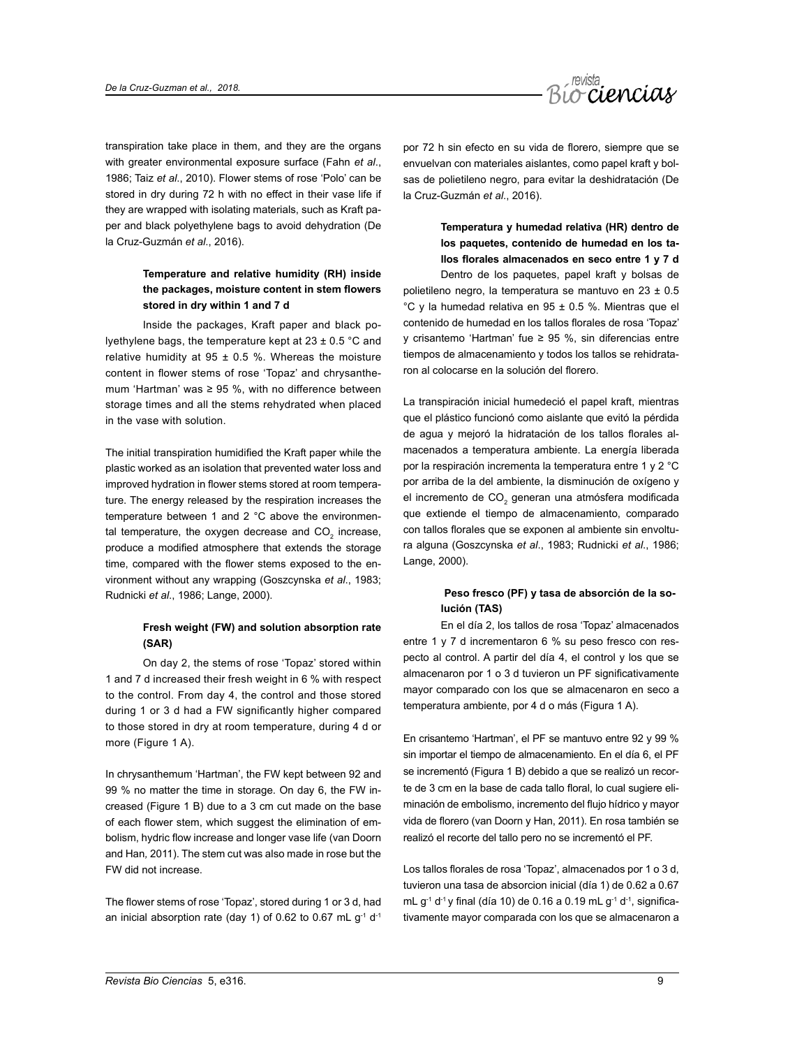transpiration take place in them, and they are the organs with greater environmental exposure surface (Fahn *et al*., 1986; Taiz *et al*., 2010). Flower stems of rose 'Polo' can be stored in dry during 72 h with no effect in their vase life if they are wrapped with isolating materials, such as Kraft paper and black polyethylene bags to avoid dehydration (De la Cruz-Guzmán *et al*., 2016).

**Temperature and relative humidity (RH) inside the packages, moisture content in stem flowers stored in dry within 1 and 7 d**

Inside the packages, Kraft paper and black polyethylene bags, the temperature kept at 23 ± 0.5 °C and relative humidity at 95 ± 0.5 %. Whereas the moisture content in flower stems of rose 'Topaz' and chrysanthemum 'Hartman' was ≥ 95 %, with no difference between storage times and all the stems rehydrated when placed in the vase with solution.

The initial transpiration humidified the Kraft paper while the plastic worked as an isolation that prevented water loss and improved hydration in flower stems stored at room temperature. The energy released by the respiration increases the temperature between 1 and 2 °C above the environmental temperature, the oxygen decrease and $CO_2$ increase, produce a modified atmosphere that extends the storage time, compared with the flower stems exposed to the environment without any wrapping (Goszczynska *et al*., 1983; Rudnicki *et al*., 1986; Lange, 2000).

**Fresh weight (FW) and solution absorption rate (SAR)**

On day 2, the stems of rose 'Topaz' stored within 1 and 7 d increased their fresh weight in 6 % with respect to the control. From day 4, the control and those stored during 1 or 3 d had a FW significantly higher compared to those stored in dry at room temperature, during 4 d or more (Figure 1 A).

In chrysanthemum 'Hartman', the FW kept between 92 and 99 % no matter the time in storage. On day 6, the FW increased (Figure 1 B) due to a 3 cm cut made on the base of each flower stem, which suggest the elimination of embolism, hydric flow increase and longer vase life (van Doorn and Han, 2011). The stem cut was also made in rose but the FW did not increase.

The flower stems of rose 'Topaz', stored during 1 or 3 d, had an inicial absorption rate (day 1) of 0.62 to 0.67 mL $g^{-1}$ $d^{-1}$

por 72 h sin efecto en su vida de florero, siempre que se envuelvan con materiales aislantes, como papel kraft y bolsas de polietileno negro, para evitar la deshidratación (De la Cruz-Guzmán *et al*., 2016).

**Temperatura y humedad relativa (HR) dentro de los paquetes, contenido de humedad en los tallos florales almacenados en seco entre 1 y 7 d**

Dentro de los paquetes, papel kraft y bolsas de polietileno negro, la temperatura se mantuvo en 23 ± 0.5 °C y la humedad relativa en 95 ± 0.5 %. Mientras que el contenido de humedad en los tallos florales de rosa 'Topaz' y crisantemo 'Hartman' fue ≥ 95 %, sin diferencias entre tiempos de almacenamiento y todos los tallos se rehidrataron al colocarse en la solución del florero.

La transpiración inicial humedeció el papel kraft, mientras que el plástico funcionó como aislante que evitó la pérdida de agua y mejoró la hidratación de los tallos florales almacenados a temperatura ambiente. La energía liberada por la respiración incrementa la temperatura entre 1 y 2 °C por arriba de la del ambiente, la disminución de oxígeno y el incremento de $CO_2$ generan una atmósfera modificada que extiende el tiempo de almacenamiento, comparado con tallos florales que se exponen al ambiente sin envoltura alguna (Goszcynska *et al*., 1983; Rudnicki *et al*., 1986; Lange, 2000).

**Peso fresco (PF) y tasa de absorción de la solución (TAS)**

En el día 2, los tallos de rosa 'Topaz' almacenados entre 1 y 7 d incrementaron 6 % su peso fresco con respecto al control. A partir del día 4, el control y los que se almacenaron por 1 o 3 d tuvieron un PF significativamente mayor comparado con los que se almacenaron en seco a temperatura ambiente, por 4 d o más (Figura 1 A).

En crisantemo 'Hartman', el PF se mantuvo entre 92 y 99 % sin importar el tiempo de almacenamiento. En el día 6, el PF se incrementó (Figura 1 B) debido a que se realizó un recorte de 3 cm en la base de cada tallo floral, lo cual sugiere eliminación de embolismo, incremento del flujo hídrico y mayor vida de florero (van Doorn y Han, 2011). En rosa también se realizó el recorte del tallo pero no se incrementó el PF.

Los tallos florales de rosa 'Topaz', almacenados por 1 o 3 d, tuvieron una tasa de absorcion inicial (día 1) de 0.62 a 0.67 mL $g^{-1}$ $d^{-1}$ y final (día 10) de 0.16 a 0.19 mL $g^{-1}$ $d^{-1}$, significativamente mayor comparada con los que se almacenaron a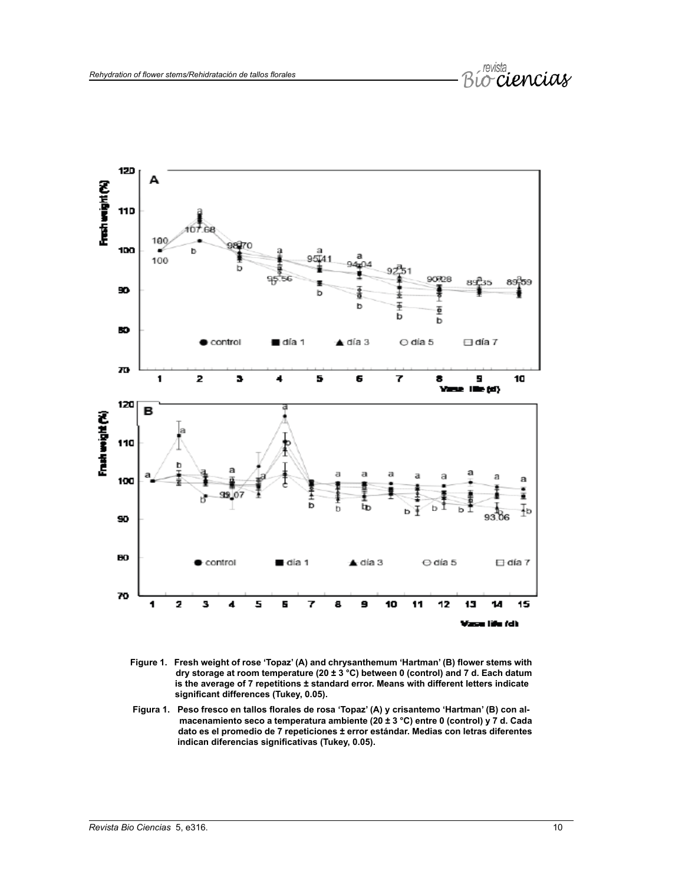Figure 1. Fresh weight of rose 'Topaz' (A) and chrysanthemum 'Hartman' (B) flower stems with dry storage at room temperature (20 ± 3 °C) between 0 (control) and 7 d. Each datum is the average of 7 repetitions ± standard error. Means with different letters indicate significant differences (Tukey, 0.05).

Figura 1. Peso fresco en tallos florales de rosa 'Topaz' (A) y crisantemo 'Hartman' (B) con almacenamiento seco a temperatura ambiente (20 ± 3 °C) entre 0 (control) y 7 d. Cada dato es el promedio de 7 repeticiones ± error estándar. Medias con letras diferentes indican diferencias significativas (Tukey, 0.05).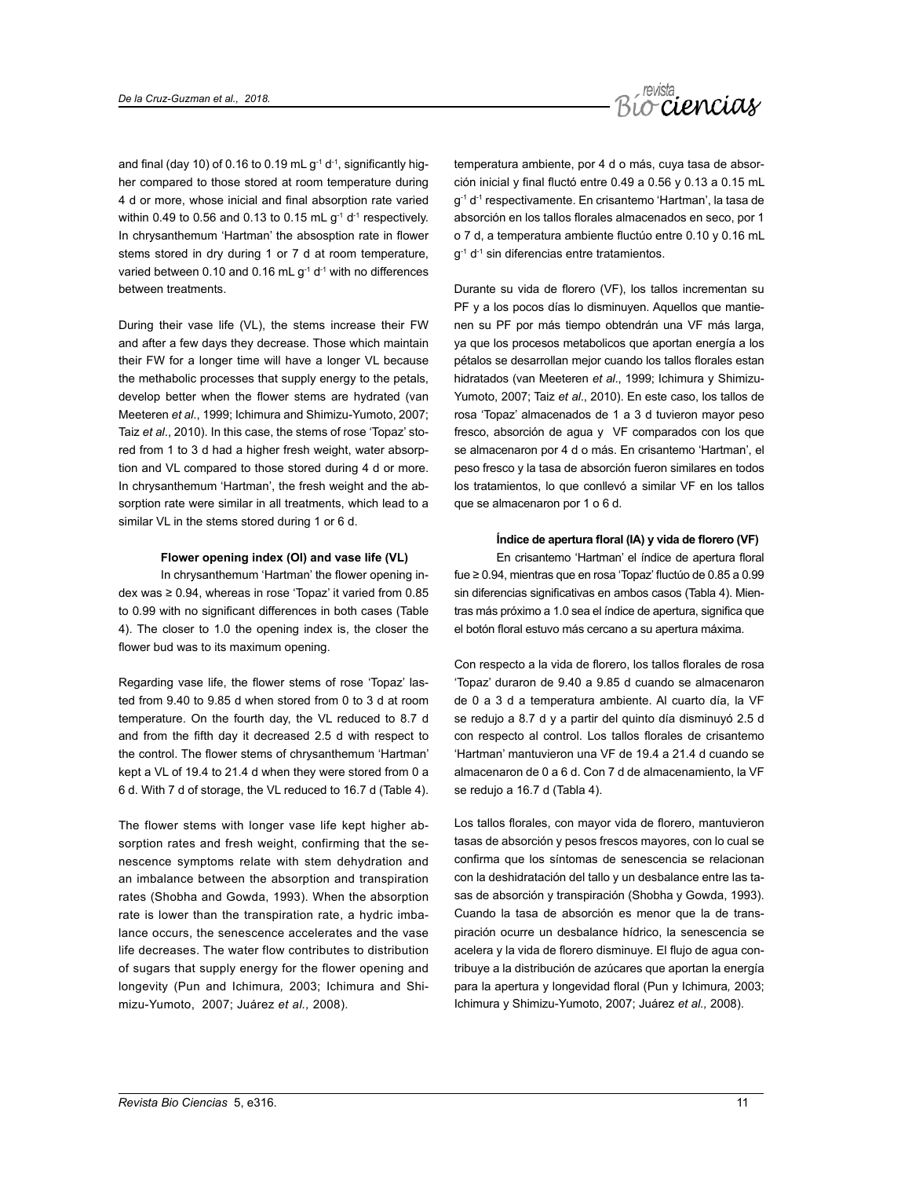and final (day 10) of 0.16 to 0.19 mL $g^{-1}$ $d^{-1}$, significantly higher compared to those stored at room temperature during 4 d or more, whose inicial and final absorption rate varied within 0.49 to 0.56 and 0.13 to 0.15 mL $g^{-1}$ $d^{-1}$ respectively. In chrysanthemum 'Hartman' the absosption rate in flower stems stored in dry during 1 or 7 d at room temperature, varied between 0.10 and 0.16 mL $g^{-1}$ $d^{-1}$ with no differences between treatments.

During their vase life (VL), the stems increase their FW and after a few days they decrease. Those which maintain their FW for a longer time will have a longer VL because the methabolic processes that supply energy to the petals, develop better when the flower stems are hydrated (van Meeteren *et al*., 1999; Ichimura and Shimizu-Yumoto, 2007; Taiz *et al*., 2010). In this case, the stems of rose 'Topaz' stored from 1 to 3 d had a higher fresh weight, water absorption and VL compared to those stored during 4 d or more. In chrysanthemum 'Hartman', the fresh weight and the absorption rate were similar in all treatments, which lead to a similar VL in the stems stored during 1 or 6 d.

**Flower opening index (OI) and vase life (VL)**

In chrysanthemum 'Hartman' the flower opening index was ≥ 0.94, whereas in rose 'Topaz' it varied from 0.85 to 0.99 with no significant differences in both cases (Table 4). The closer to 1.0 the opening index is, the closer the flower bud was to its maximum opening.

Regarding vase life, the flower stems of rose 'Topaz' lasted from 9.40 to 9.85 d when stored from 0 to 3 d at room temperature. On the fourth day, the VL reduced to 8.7 d and from the fifth day it decreased 2.5 d with respect to the control. The flower stems of chrysanthemum 'Hartman' kept a VL of 19.4 to 21.4 d when they were stored from 0 a 6 d. With 7 d of storage, the VL reduced to 16.7 d (Table 4).

The flower stems with longer vase life kept higher absorption rates and fresh weight, confirming that the senescence symptoms relate with stem dehydration and an imbalance between the absorption and transpiration rates (Shobha and Gowda, 1993). When the absorption rate is lower than the transpiration rate, a hydric imbalance occurs, the senescence accelerates and the vase life decreases. The water flow contributes to distribution of sugars that supply energy for the flower opening and longevity (Pun and Ichimura, 2003; Ichimura and Shimizu-Yumoto, 2007; Juárez *et al.*, 2008).

temperatura ambiente, por 4 d o más, cuya tasa de absorción inicial y final fluctó entre 0.49 a 0.56 y 0.13 a 0.15 mL $g^{-1}$ $d^{-1}$ respectivamente. En crisantemo 'Hartman', la tasa de absorción en los tallos florales almacenados en seco, por 1 o 7 d, a temperatura ambiente fluctúo entre 0.10 y 0.16 mL $g^{-1}$ $d^{-1}$ sin diferencias entre tratamientos.

Durante su vida de florero (VF), los tallos incrementan su PF y a los pocos días lo disminuyen. Aquellos que mantienen su PF por más tiempo obtendrán una VF más larga, ya que los procesos metabolicos que aportan energía a los pétalos se desarrollan mejor cuando los tallos florales estan hidratados (van Meeteren *et al*., 1999; Ichimura y Shimizu-Yumoto, 2007; Taiz *et al*., 2010). En este caso, los tallos de rosa 'Topaz' almacenados de 1 a 3 d tuvieron mayor peso fresco, absorción de agua y VF comparados con los que se almacenaron por 4 d o más. En crisantemo 'Hartman', el peso fresco y la tasa de absorción fueron similares en todos los tratamientos, lo que conllevó a similar VF en los tallos que se almacenaron por 1 o 6 d.

**Índice de apertura floral (IA) y vida de florero (VF)**

En crisantemo 'Hartman' el índice de apertura floral fue ≥ 0.94, mientras que en rosa 'Topaz' fluctúo de 0.85 a 0.99 sin diferencias significativas en ambos casos (Tabla 4). Mientras más próximo a 1.0 sea el índice de apertura, significa que el botón floral estuvo más cercano a su apertura máxima.

Con respecto a la vida de florero, los tallos florales de rosa 'Topaz' duraron de 9.40 a 9.85 d cuando se almacenaron de 0 a 3 d a temperatura ambiente. Al cuarto día, la VF se redujo a 8.7 d y a partir del quinto día disminuyó 2.5 d con respecto al control. Los tallos florales de crisantemo 'Hartman' mantuvieron una VF de 19.4 a 21.4 d cuando se almacenaron de 0 a 6 d. Con 7 d de almacenamiento, la VF se redujo a 16.7 d (Tabla 4).

Los tallos florales, con mayor vida de florero, mantuvieron tasas de absorción y pesos frescos mayores, con lo cual se confirma que los síntomas de senescencia se relacionan con la deshidratación del tallo y un desbalance entre las tasas de absorción y transpiración (Shobha y Gowda, 1993). Cuando la tasa de absorción es menor que la de transpiración ocurre un desbalance hídrico, la senescencia se acelera y la vida de florero disminuye. El flujo de agua contribuye a la distribución de azúcares que aportan la energía para la apertura y longevidad floral (Pun y Ichimura*,* 2003; Ichimura y Shimizu-Yumoto, 2007; Juárez *et al.,* 2008).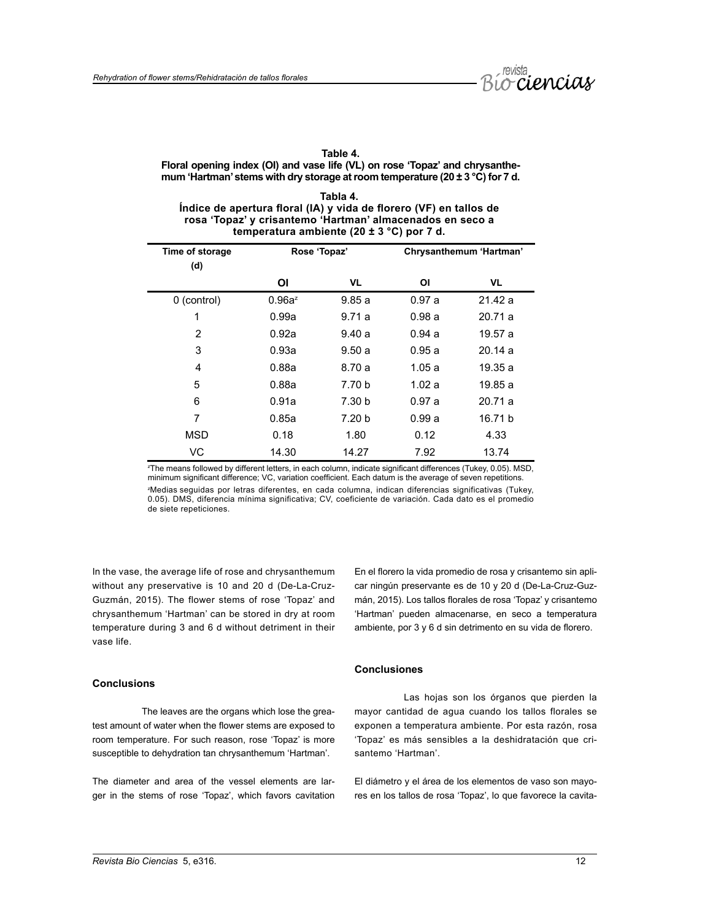**Table 4.**
**Floral opening index (OI) and vase life (VL) on rose 'Topaz' and chrysanthemum 'Hartman' stems with dry storage at room temperature (20 ± 3 °C) for 7 d.**

**Tabla 4.**
**Índice de apertura floral (IA) y vida de florero (VF) en tallos de rosa 'Topaz' y crisantemo 'Hartman' almacenados en seco a temperatura ambiente (20 ± 3 °C) por 7 d.**

| Time of storage (d) | Rose 'Topaz' | | Chrysanthemum 'Hartman' | |
|---|---|---|---|---|
| | OI | VL | OI | VL |
| 0 (control) | 0.96a[z] | 9.85 a | 0.97 a | 21.42 a |
| 1 | 0.99a | 9.71 a | 0.98 a | 20.71 a |
| 2 | 0.92a | 9.40 a | 0.94 a | 19.57 a |
| 3 | 0.93a | 9.50 a | 0.95 a | 20.14 a |
| 4 | 0.88a | 8.70 a | 1.05 a | 19.35 a |
| 5 | 0.88a | 7.70 b | 1.02 a | 19.85 a |
| 6 | 0.91a | 7.30 b | 0.97 a | 20.71 a |
| 7 | 0.85a | 7.20 b | 0.99 a | 16.71 b |
| MSD | 0.18 | 1.80 | 0.12 | 4.33 |
| VC | 14.30 | 14.27 | 7.92 | 13.74 |

[z]The means followed by different letters, in each column, indicate significant differences (Tukey, 0.05). MSD, minimum significant difference; VC, variation coefficient. Each datum is the average of seven repetitions.

[z]Medias seguidas por letras diferentes, en cada columna, indican diferencias significativas (Tukey, 0.05). DMS, diferencia mínima significativa; CV, coeficiente de variación. Cada dato es el promedio de siete repeticiones.

In the vase, the average life of rose and chrysanthemum without any preservative is 10 and 20 d (De-La-Cruz-Guzmán, 2015). The flower stems of rose 'Topaz' and chrysanthemum 'Hartman' can be stored in dry at room temperature during 3 and 6 d without detriment in their vase life.

## Conclusions

The leaves are the organs which lose the greatest amount of water when the flower stems are exposed to room temperature. For such reason, rose 'Topaz' is more susceptible to dehydration tan chrysanthemum 'Hartman'.

The diameter and area of the vessel elements are larger in the stems of rose 'Topaz', which favors cavitation

En el florero la vida promedio de rosa y crisantemo sin aplicar ningún preservante es de 10 y 20 d (De-La-Cruz-Guzmán, 2015). Los tallos florales de rosa 'Topaz' y crisantemo 'Hartman' pueden almacenarse, en seco a temperatura ambiente, por 3 y 6 d sin detrimento en su vida de florero.

## Conclusiones

Las hojas son los órganos que pierden la mayor cantidad de agua cuando los tallos florales se exponen a temperatura ambiente. Por esta razón, rosa 'Topaz' es más sensibles a la deshidratación que crisantemo 'Hartman'.

El diámetro y el área de los elementos de vaso son mayores en los tallos de rosa 'Topaz', lo que favorece la cavita-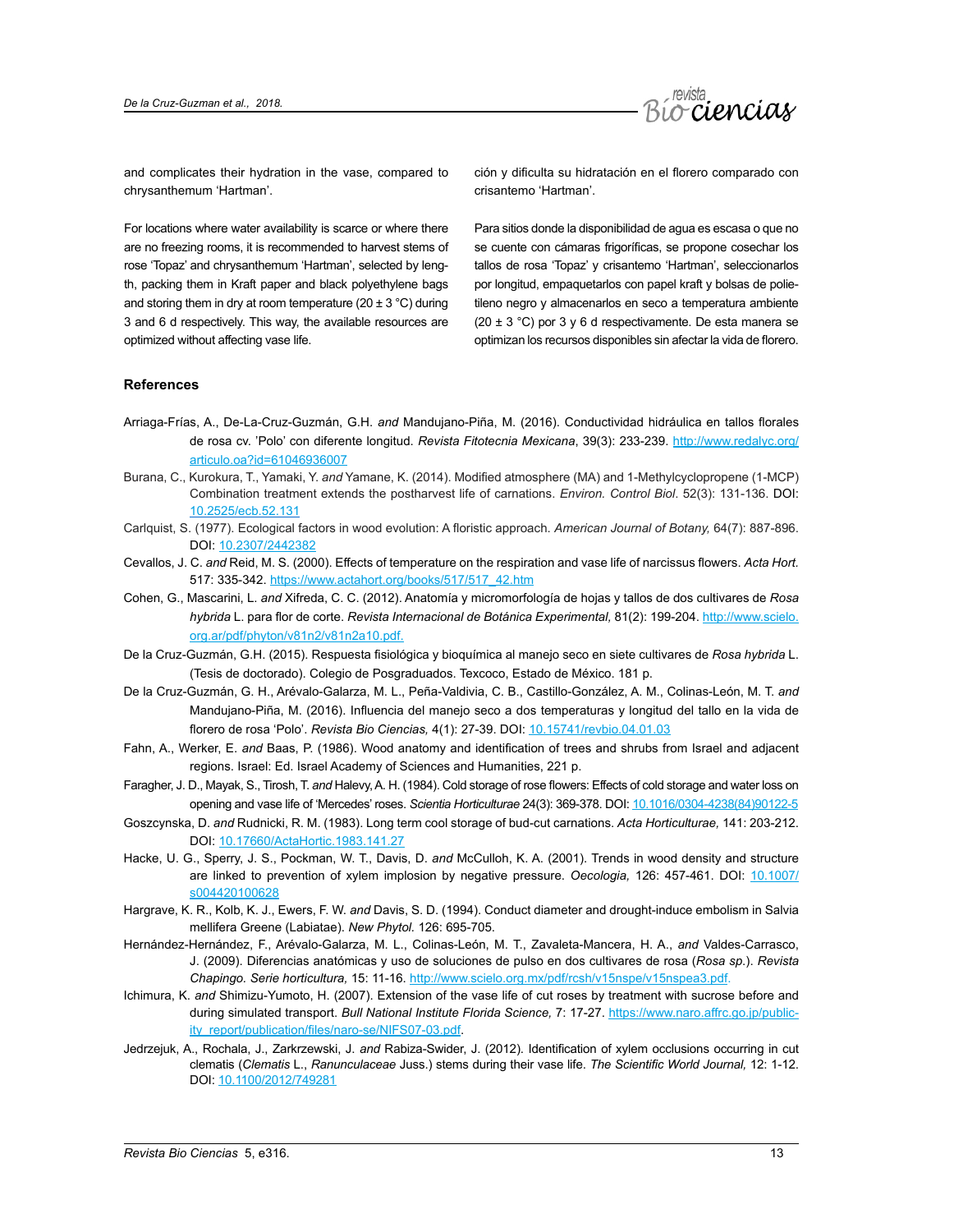and complicates their hydration in the vase, compared to chrysanthemum 'Hartman'.

For locations where water availability is scarce or where there are no freezing rooms, it is recommended to harvest stems of rose 'Topaz' and chrysanthemum 'Hartman', selected by length, packing them in Kraft paper and black polyethylene bags and storing them in dry at room temperature (20 ± 3 °C) during 3 and 6 d respectively. This way, the available resources are optimized without affecting vase life.

ción y dificulta su hidratación en el florero comparado con crisantemo 'Hartman'.

Para sitios donde la disponibilidad de agua es escasa o que no se cuente con cámaras frigoríficas, se propone cosechar los tallos de rosa 'Topaz' y crisantemo 'Hartman', seleccionarlos por longitud, empaquetarlos con papel kraft y bolsas de polietileno negro y almacenarlos en seco a temperatura ambiente (20 ± 3 °C) por 3 y 6 d respectivamente. De esta manera se optimizan los recursos disponibles sin afectar la vida de florero.

## References

Arriaga-Frías, A., De-La-Cruz-Guzmán, G.H. *and* Mandujano-Piña, M. (2016). Conductividad hidráulica en tallos florales de rosa cv. 'Polo' con diferente longitud. *Revista Fitotecnia Mexicana*, 39(3): 233-239. http://www.redalyc.org/articulo.oa?id=61046936007

Burana, C., Kurokura, T., Yamaki, Y. *and* Yamane, K. (2014). Modified atmosphere (MA) and 1-Methylcyclopropene (1-MCP) Combination treatment extends the postharvest life of carnations. *Environ. Control Biol*. 52(3): 131-136. DOI: 10.2525/ecb.52.131

Carlquist, S. (1977). Ecological factors in wood evolution: A floristic approach. *American Journal of Botany,* 64(7): 887-896. DOI: 10.2307/2442382

Cevallos, J. C. *and* Reid, M. S. (2000). Effects of temperature on the respiration and vase life of narcissus flowers. *Acta Hort.* 517: 335-342. https://www.actahort.org/books/517/517_42.htm

Cohen, G., Mascarini, L. *and* Xifreda, C. C. (2012). Anatomía y micromorfología de hojas y tallos de dos cultivares de *Rosa hybrida* L. para flor de corte. *Revista Internacional de Botánica Experimental,* 81(2): 199-204. http://www.scielo.org.ar/pdf/phyton/v81n2/v81n2a10.pdf.

De la Cruz-Guzmán, G.H. (2015). Respuesta fisiológica y bioquímica al manejo seco en siete cultivares de *Rosa hybrida* L. (Tesis de doctorado). Colegio de Posgraduados. Texcoco, Estado de México. 181 p.

De la Cruz-Guzmán, G. H., Arévalo-Galarza, M. L., Peña-Valdivia, C. B., Castillo-González, A. M., Colinas-León, M. T. *and* Mandujano-Piña, M. (2016). Influencia del manejo seco a dos temperaturas y longitud del tallo en la vida de florero de rosa 'Polo'. *Revista Bio Ciencias,* 4(1): 27-39. DOI: 10.15741/revbio.04.01.03

Fahn, A., Werker, E. *and* Baas, P. (1986). Wood anatomy and identification of trees and shrubs from Israel and adjacent regions. Israel: Ed. Israel Academy of Sciences and Humanities, 221 p.

Faragher, J. D., Mayak, S., Tirosh, T. *and* Halevy, A. H. (1984). Cold storage of rose flowers: Effects of cold storage and water loss on opening and vase life of 'Mercedes' roses. *Scientia Horticulturae* 24(3): 369-378. DOI: 10.1016/0304-4238(84)90122-5

Goszcynska, D. *and* Rudnicki, R. M. (1983). Long term cool storage of bud-cut carnations. *Acta Horticulturae,* 141: 203-212. DOI: 10.17660/ActaHortic.1983.141.27

Hacke, U. G., Sperry, J. S., Pockman, W. T., Davis, D. *and* McCulloh, K. A. (2001). Trends in wood density and structure are linked to prevention of xylem implosion by negative pressure. *Oecologia,* 126: 457-461. DOI: 10.1007/s004420100628

Hargrave, K. R., Kolb, K. J., Ewers, F. W. *and* Davis, S. D. (1994). Conduct diameter and drought-induce embolism in Salvia mellifera Greene (Labiatae). *New Phytol.* 126: 695-705.

Hernández-Hernández, F., Arévalo-Galarza, M. L., Colinas-León, M. T., Zavaleta-Mancera, H. A., *and* Valdes-Carrasco, J. (2009). Diferencias anatómicas y uso de soluciones de pulso en dos cultivares de rosa (*Rosa sp*.). *Revista Chapingo. Serie horticultura,* 15: 11-16. http://www.scielo.org.mx/pdf/rcsh/v15nspe/v15nspea3.pdf.

Ichimura, K. *and* Shimizu-Yumoto, H. (2007). Extension of the vase life of cut roses by treatment with sucrose before and during simulated transport. *Bull National Institute Florida Science,* 7: 17-27. https://www.naro.affrc.go.jp/publicity_report/publication/files/naro-se/NIFS07-03.pdf.

Jedrzejuk, A., Rochala, J., Zarkrzewski, J. *and* Rabiza-Swider, J. (2012). Identification of xylem occlusions occurring in cut clematis (*Clematis* L., *Ranunculaceae* Juss.) stems during their vase life. *The Scientific World Journal,* 12: 1-12. DOI: 10.1100/2012/749281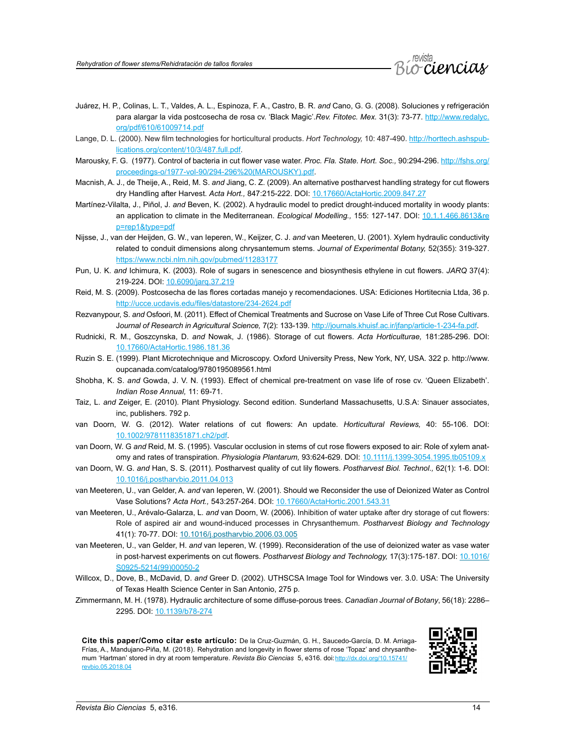Juárez, H. P., Colinas, L. T., Valdes, A. L., Espinoza, F. A., Castro, B. R. *and* Cano, G. G. (2008). Soluciones y refrigeración para alargar la vida postcosecha de rosa cv. 'Black Magic'.*Rev. Fitotec. Mex.* 31(3): 73-77. http://www.redalyc.org/pdf/610/61009714.pdf

Lange, D. L. (2000). New film technologies for horticultural products. *Hort Technology,* 10: 487-490. http://horttech.ashspublications.org/content/10/3/487.full.pdf.

Marousky, F. G. (1977). Control of bacteria in cut flower vase water. *Proc. Fla. State. Hort. Soc.,* 90:294-296. http://fshs.org/proceedings-o/1977-vol-90/294-296%20(MAROUSKY).pdf.

Macnish, A. J., de Theije, A., Reid, M. S. *and* Jiang, C. Z. (2009). An alternative postharvest handling strategy for cut flowers dry Handling after Harvest. *Acta Hort.,* 847:215-222. DOI: 10.17660/ActaHortic.2009.847.27

Martínez-Vilalta, J., Piñol, J. *and* Beven, K. (2002). A hydraulic model to predict drought-induced mortality in woody plants: an application to climate in the Mediterranean. *Ecological Modelling.,* 155: 127-147. DOI: 10.1.1.466.8613&rep=rep1&type=pdf

Nijsse, J., van der Heijden, G. W., van Ieperen, W., Keijzer, C. J. *and* van Meeteren, U. (2001). Xylem hydraulic conductivity related to conduit dimensions along chrysantemum stems. *Journal of Experimental Botany,* 52(355): 319-327. https://www.ncbi.nlm.nih.gov/pubmed/11283177

Pun, U. K. *and* Ichimura, K. (2003). Role of sugars in senescence and biosynthesis ethylene in cut flowers. *JARQ* 37(4): 219-224. DOI: 10.6090/jarq.37.219

Reid, M. S. (2009). Postcosecha de las flores cortadas manejo y recomendaciones. USA: Ediciones Hortitecnia Ltda, 36 p. http://ucce.ucdavis.edu/files/datastore/234-2624.pdf

Rezvanypour, S. *and* Osfoori, M. (2011). Effect of Chemical Treatments and Sucrose on Vase Life of Three Cut Rose Cultivars. *Journal of Research in Agricultural Science,* 7(2): 133-139. http://journals.khuisf.ac.ir/jfanp/article-1-234-fa.pdf.

Rudnicki, R. M., Goszcynska, D. *and* Nowak, J. (1986). Storage of cut flowers. *Acta Horticulturae,* 181:285-296. DOI: 10.17660/ActaHortic.1986.181.36

Ruzin S. E. (1999). Plant Microtechnique and Microscopy. Oxford University Press, New York, NY, USA. 322 p. http://www.oupcanada.com/catalog/9780195089561.html

Shobha, K. S. *and* Gowda, J. V. N. (1993). Effect of chemical pre-treatment on vase life of rose cv. 'Queen Elizabeth'. *Indian Rose Annual,* 11: 69-71.

Taiz, L. *and* Zeiger, E. (2010). Plant Physiology. Second edition. Sunderland Massachusetts, U.S.A: Sinauer associates, inc, publishers. 792 p.

van Doorn, W. G. (2012). Water relations of cut flowers: An update. *Horticultural Reviews,* 40: 55-106. DOI: 10.1002/9781118351871.ch2/pdf.

van Doorn, W. G *and* Reid, M. S. (1995). Vascular occlusion in stems of cut rose flowers exposed to air: Role of xylem anatomy and rates of transpiration. *Physiologia Plantarum,* 93:624-629. DOI: 10.1111/j.1399-3054.1995.tb05109.x

van Doorn, W. G. *and* Han, S. S. (2011). Postharvest quality of cut lily flowers. *Postharvest Biol. Technol.,* 62(1): 1-6. DOI: 10.1016/j.postharvbio.2011.04.013

van Meeteren, U., van Gelder, A. *and* van Ieperen, W. (2001). Should we Reconsider the use of Deionized Water as Control Vase Solutions? *Acta Hort.,* 543:257-264. DOI: 10.17660/ActaHortic.2001.543.31

van Meeteren, U., Arévalo-Galarza, L. *and* van Doorn, W. (2006). Inhibition of water uptake after dry storage of cut flowers: Role of aspired air and wound-induced processes in Chrysanthemum. *Postharvest Biology and Technology* 41(1): 70-77. DOI: 10.1016/j.postharvbio.2006.03.005

van Meeteren, U., van Gelder, H. *and* van Ieperen, W. (1999). Reconsideration of the use of deionized water as vase water in post-harvest experiments on cut flowers. *Postharvest Biology and Technology,* 17(3):175-187. DOI: 10.1016/S0925-5214(99)00050-2

Willcox, D., Dove, B., McDavid, D. *and* Greer D. (2002). UTHSCSA Image Tool for Windows ver. 3.0. USA: The University of Texas Health Science Center in San Antonio, 275 p.

Zimmermann, M. H. (1978). Hydraulic architecture of some diffuse-porous trees. *Canadian Journal of Botany*, 56(18): 2286–2295. DOI: 10.1139/b78-274

**Cite this paper/Como citar este artículo:** De la Cruz-Guzmán, G. H., Saucedo-García, D. M. Arriaga-Frías, A., Mandujano-Piña, M. (2018). Rehydration and longevity in flower stems of rose 'Topaz' and chrysanthemum 'Hartman' stored in dry at room temperature. *Revista Bio Ciencias* 5, e316. doi:http://dx.doi.org/10.15741/revbio.05.2018.04